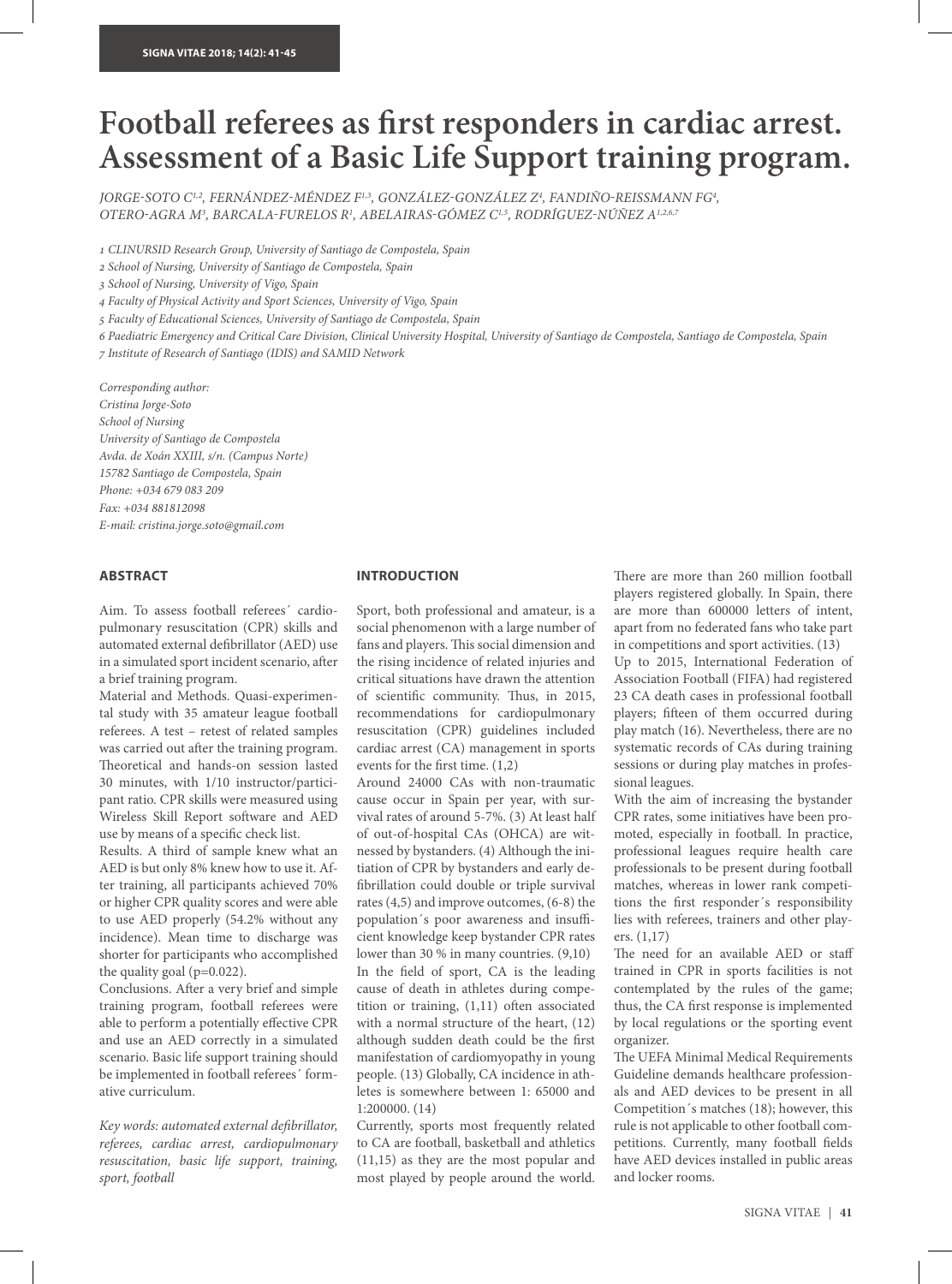# Football referees as first responders in cardiac arrest. Assessment of a Basic Life Support training program.

*JORGE-SOTO C[1,2], FERNÁNDEZ-MÉNDEZ F[1,3], GONZÁLEZ-GONZÁLEZ Z[4], FANDIÑO-REISSMANN FG[4], OTERO-AGRA M[3], BARCALA-FURELOS R[1], ABELAIRAS-GÓMEZ C[1,5], RODRÍGUEZ-NÚÑEZ A[1,2,6,7]*

*1 CLINURSID Research Group, University of Santiago de Compostela, Spain*
*2 School of Nursing, University of Santiago de Compostela, Spain*
*3 School of Nursing, University of Vigo, Spain*
*4 Faculty of Physical Activity and Sport Sciences, University of Vigo, Spain*
*5 Faculty of Educational Sciences, University of Santiago de Compostela, Spain*
*6 Paediatric Emergency and Critical Care Division, Clinical University Hospital, University of Santiago de Compostela, Santiago de Compostela, Spain*
*7 Institute of Research of Santiago (IDIS) and SAMID Network*

*Corresponding author:*
*Cristina Jorge-Soto*
*School of Nursing*
*University of Santiago de Compostela*
*Avda. de Xoán XXIII, s/n. (Campus Norte)*
*15782 Santiago de Compostela, Spain*
*Phone: +034 679 083 209*
*Fax: +034 881812098*
*E-mail: cristina.jorge.soto@gmail.com*

## ABSTRACT

Aim. To assess football referees´ cardiopulmonary resuscitation (CPR) skills and automated external defibrillator (AED) use in a simulated sport incident scenario, after a brief training program.

Material and Methods. Quasi-experimental study with 35 amateur league football referees. A test – retest of related samples was carried out after the training program. Theoretical and hands-on session lasted 30 minutes, with 1/10 instructor/participant ratio. CPR skills were measured using Wireless Skill Report software and AED use by means of a specific check list.

Results. A third of sample knew what an AED is but only 8% knew how to use it. After training, all participants achieved 70% or higher CPR quality scores and were able to use AED properly (54.2% without any incidence). Mean time to discharge was shorter for participants who accomplished the quality goal (p=0.022).

Conclusions. After a very brief and simple training program, football referees were able to perform a potentially effective CPR and use an AED correctly in a simulated scenario. Basic life support training should be implemented in football referees´ formative curriculum.

*Key words: automated external defibrillator, referees, cardiac arrest, cardiopulmonary resuscitation, basic life support, training, sport, football*

## INTRODUCTION

Sport, both professional and amateur, is a social phenomenon with a large number of fans and players. This social dimension and the rising incidence of related injuries and critical situations have drawn the attention of scientific community. Thus, in 2015, recommendations for cardiopulmonary resuscitation (CPR) guidelines included cardiac arrest (CA) management in sports events for the first time. (1,2)

Around 24000 CAs with non-traumatic cause occur in Spain per year, with survival rates of around 5-7%. (3) At least half of out-of-hospital CAs (OHCA) are witnessed by bystanders. (4) Although the initiation of CPR by bystanders and early defibrillation could double or triple survival rates (4,5) and improve outcomes, (6-8) the population´s poor awareness and insufficient knowledge keep bystander CPR rates lower than 30 % in many countries. (9,10)

In the field of sport, CA is the leading cause of death in athletes during competition or training, (1,11) often associated with a normal structure of the heart, (12) although sudden death could be the first manifestation of cardiomyopathy in young people. (13) Globally, CA incidence in athletes is somewhere between 1: 65000 and 1:200000. (14)

Currently, sports most frequently related to CA are football, basketball and athletics (11,15) as they are the most popular and most played by people around the world. There are more than 260 million football players registered globally. In Spain, there are more than 600000 letters of intent, apart from no federated fans who take part in competitions and sport activities. (13)

Up to 2015, International Federation of Association Football (FIFA) had registered 23 CA death cases in professional football players; fifteen of them occurred during play match (16). Nevertheless, there are no systematic records of CAs during training sessions or during play matches in professional leagues.

With the aim of increasing the bystander CPR rates, some initiatives have been promoted, especially in football. In practice, professional leagues require health care professionals to be present during football matches, whereas in lower rank competitions the first responder´s responsibility lies with referees, trainers and other players. (1,17)

The need for an available AED or staff trained in CPR in sports facilities is not contemplated by the rules of the game; thus, the CA first response is implemented by local regulations or the sporting event organizer.

The UEFA Minimal Medical Requirements Guideline demands healthcare professionals and AED devices to be present in all Competition´s matches (18); however, this rule is not applicable to other football competitions. Currently, many football fields have AED devices installed in public areas and locker rooms.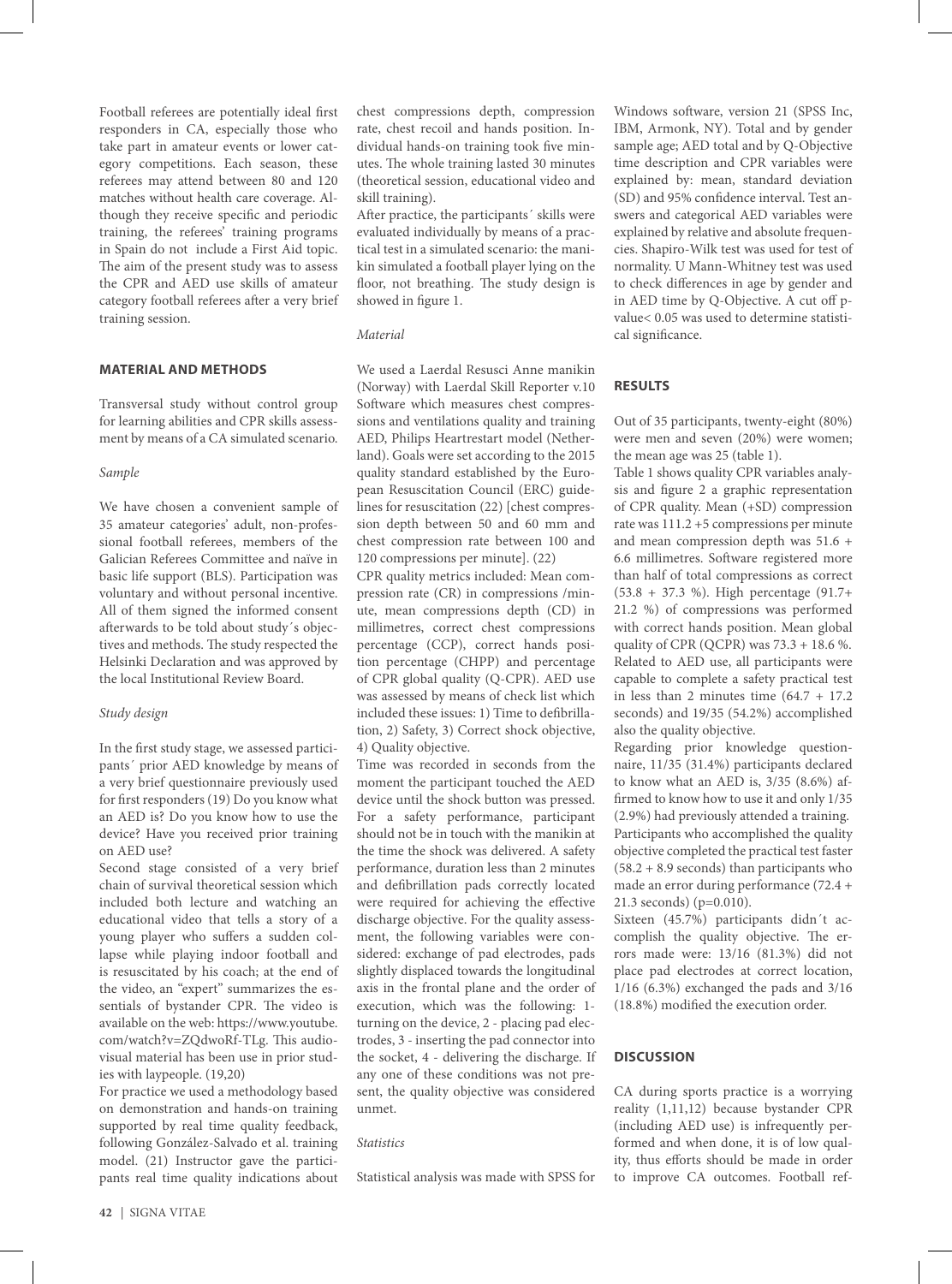Football referees are potentially ideal first responders in CA, especially those who take part in amateur events or lower category competitions. Each season, these referees may attend between 80 and 120 matches without health care coverage. Although they receive specific and periodic training, the referees' training programs in Spain do not include a First Aid topic. The aim of the present study was to assess the CPR and AED use skills of amateur category football referees after a very brief training session.

## MATERIAL AND METHODS

Transversal study without control group for learning abilities and CPR skills assessment by means of a CA simulated scenario.

### *Sample*

We have chosen a convenient sample of 35 amateur categories' adult, non-professional football referees, members of the Galician Referees Committee and naïve in basic life support (BLS). Participation was voluntary and without personal incentive. All of them signed the informed consent afterwards to be told about study´s objectives and methods. The study respected the Helsinki Declaration and was approved by the local Institutional Review Board.

### *Study design*

In the first study stage, we assessed participants´ prior AED knowledge by means of a very brief questionnaire previously used for first responders (19) Do you know what an AED is? Do you know how to use the device? Have you received prior training on AED use?

Second stage consisted of a very brief chain of survival theoretical session which included both lecture and watching an educational video that tells a story of a young player who suffers a sudden collapse while playing indoor football and is resuscitated by his coach; at the end of the video, an "expert" summarizes the essentials of bystander CPR. The video is available on the web: https://www.youtube.com/watch?v=ZQdwoRf-TLg. This audiovisual material has been use in prior studies with laypeople. (19,20)

For practice we used a methodology based on demonstration and hands-on training supported by real time quality feedback, following González-Salvado et al. training model. (21) Instructor gave the participants real time quality indications about chest compressions depth, compression rate, chest recoil and hands position. Individual hands-on training took five minutes. The whole training lasted 30 minutes (theoretical session, educational video and skill training).

After practice, the participants´ skills were evaluated individually by means of a practical test in a simulated scenario: the manikin simulated a football player lying on the floor, not breathing. The study design is showed in figure 1.

### *Material*

We used a Laerdal Resusci Anne manikin (Norway) with Laerdal Skill Reporter v.10 Software which measures chest compressions and ventilations quality and training AED, Philips Heartrestart model (Netherland). Goals were set according to the 2015 quality standard established by the European Resuscitation Council (ERC) guidelines for resuscitation (22) [chest compression depth between 50 and 60 mm and chest compression rate between 100 and 120 compressions per minute]. (22)

CPR quality metrics included: Mean compression rate (CR) in compressions /minute, mean compressions depth (CD) in millimetres, correct chest compressions percentage (CCP), correct hands position percentage (CHPP) and percentage of CPR global quality (Q-CPR). AED use was assessed by means of check list which included these issues: 1) Time to defibrillation, 2) Safety, 3) Correct shock objective, 4) Quality objective.

Time was recorded in seconds from the moment the participant touched the AED device until the shock button was pressed. For a safety performance, participant should not be in touch with the manikin at the time the shock was delivered. A safety performance, duration less than 2 minutes and defibrillation pads correctly located were required for achieving the effective discharge objective. For the quality assessment, the following variables were considered: exchange of pad electrodes, pads slightly displaced towards the longitudinal axis in the frontal plane and the order of execution, which was the following: 1- turning on the device, 2 - placing pad electrodes, 3 - inserting the pad connector into the socket, 4 - delivering the discharge. If any one of these conditions was not present, the quality objective was considered unmet.

### *Statistics*

Statistical analysis was made with SPSS for Windows software, version 21 (SPSS Inc, IBM, Armonk, NY). Total and by gender sample age; AED total and by Q-Objective time description and CPR variables were explained by: mean, standard deviation (SD) and 95% confidence interval. Test answers and categorical AED variables were explained by relative and absolute frequencies. Shapiro-Wilk test was used for test of normality. U Mann-Whitney test was used to check differences in age by gender and in AED time by Q-Objective. A cut off p-value< 0.05 was used to determine statistical significance.

## RESULTS

Out of 35 participants, twenty-eight (80%) were men and seven (20%) were women; the mean age was 25 (table 1).

Table 1 shows quality CPR variables analysis and figure 2 a graphic representation of CPR quality. Mean (+SD) compression rate was 111.2 +5 compressions per minute and mean compression depth was 51.6 + 6.6 millimetres. Software registered more than half of total compressions as correct (53.8 + 37.3 %). High percentage (91.7+ 21.2 %) of compressions was performed with correct hands position. Mean global quality of CPR (QCPR) was 73.3 + 18.6 %. Related to AED use, all participants were capable to complete a safety practical test in less than 2 minutes time (64.7 + 17.2 seconds) and 19/35 (54.2%) accomplished also the quality objective.

Regarding prior knowledge questionnaire, 11/35 (31.4%) participants declared to know what an AED is, 3/35 (8.6%) affirmed to know how to use it and only 1/35 (2.9%) had previously attended a training.

Participants who accomplished the quality objective completed the practical test faster (58.2 + 8.9 seconds) than participants who made an error during performance (72.4 + 21.3 seconds) (p=0.010).

Sixteen (45.7%) participants didn´t accomplish the quality objective. The errors made were: 13/16 (81.3%) did not place pad electrodes at correct location, 1/16 (6.3%) exchanged the pads and 3/16 (18.8%) modified the execution order.

## DISCUSSION

CA during sports practice is a worrying reality (1,11,12) because bystander CPR (including AED use) is infrequently performed and when done, it is of low quality, thus efforts should be made in order to improve CA outcomes. Football ref-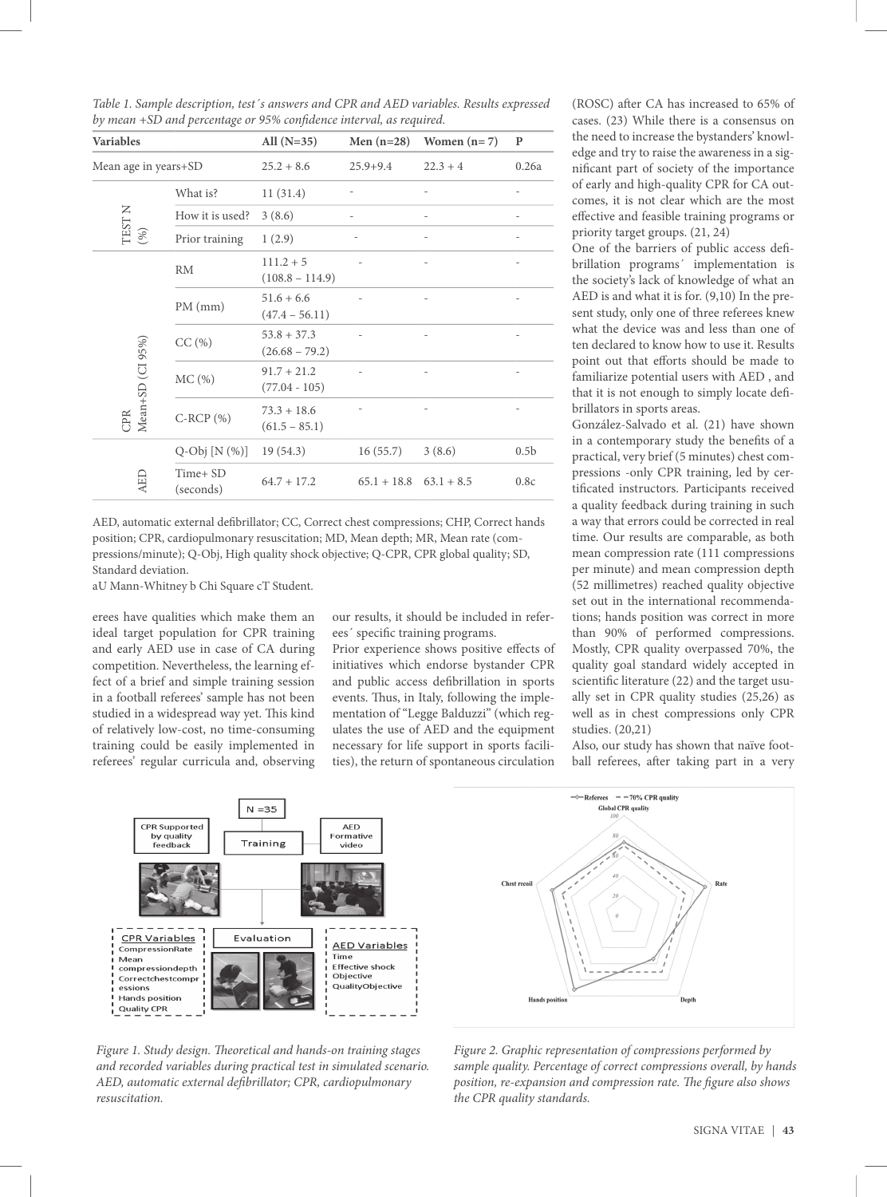*Table 1. Sample description, test´s answers and CPR and AED variables. Results expressed by mean +SD and percentage or 95% confidence interval, as required.*

| Variables | | All (N=35) | Men (n=28) | Women (n= 7) | P |
|---|---|---|---|---|---|
| Mean age in years+SD | | 25.2 + 8.6 | 25.9+9.4 | 22.3 + 4 | 0.26a |
| TEST N (%) | What is? | 11 (31.4) | - | - | - |
| | How it is used? | 3 (8.6) | - | - | - |
| | Prior training | 1 (2.9) | - | - | - |
| CPR Mean+SD (CI 95%) | RM | 111.2 + 5 (108.8 – 114.9) | - | - | - |
| | PM (mm) | 51.6 + 6.6 (47.4 – 56.11) | - | - | - |
| | CC (%) | 53.8 + 37.3 (26.68 – 79.2) | - | - | - |
| | MC (%) | 91.7 + 21.2 (77.04 - 105) | - | - | - |
| | C-RCP (%) | 73.3 + 18.6 (61.5 – 85.1) | - | - | - |
| AED | Q-Obj [N (%)] | 19 (54.3) | 16 (55.7) | 3 (8.6) | 0.5b |
| | Time+ SD (seconds) | 64.7 + 17.2 | 65.1 + 18.8 | 63.1 + 8.5 | 0.8c |

AED, automatic external defibrillator; CC, Correct chest compressions; CHP, Correct hands position; CPR, cardiopulmonary resuscitation; MD, Mean depth; MR, Mean rate (compressions/minute); Q-Obj, High quality shock objective; Q-CPR, CPR global quality; SD, Standard deviation.
aU Mann-Whitney b Chi Square cT Student.

erees have qualities which make them an ideal target population for CPR training and early AED use in case of CA during competition. Nevertheless, the learning effect of a brief and simple training session in a football referees' sample has not been studied in a widespread way yet. This kind of relatively low-cost, no time-consuming training could be easily implemented in referees' regular curricula and, observing our results, it should be included in referees´ specific training programs.

Prior experience shows positive effects of initiatives which endorse bystander CPR and public access defibrillation in sports events. Thus, in Italy, following the implementation of "Legge Balduzzi" (which regulates the use of AED and the equipment necessary for life support in sports facilities), the return of spontaneous circulation (ROSC) after CA has increased to 65% of cases. (23) While there is a consensus on the need to increase the bystanders' knowledge and try to raise the awareness in a significant part of society of the importance of early and high-quality CPR for CA outcomes, it is not clear which are the most effective and feasible training programs or priority target groups. (21, 24)

One of the barriers of public access defibrillation programs´ implementation is the society's lack of knowledge of what an AED is and what it is for. (9,10) In the present study, only one of three referees knew what the device was and less than one of ten declared to know how to use it. Results point out that efforts should be made to familiarize potential users with AED , and that it is not enough to simply locate defibrillators in sports areas.

González-Salvado et al. (21) have shown in a contemporary study the benefits of a practical, very brief (5 minutes) chest compressions -only CPR training, led by certificated instructors. Participants received a quality feedback during training in such a way that errors could be corrected in real time. Our results are comparable, as both mean compression rate (111 compressions per minute) and mean compression depth (52 millimetres) reached quality objective set out in the international recommendations; hands position was correct in more than 90% of performed compressions. Mostly, CPR quality overpassed 70%, the quality goal standard widely accepted in scientific literature (22) and the target usually set in CPR quality studies (25,26) as well as in chest compressions only CPR studies. (20,21)

Also, our study has shown that naïve football referees, after taking part in a very

*Figure 1. Study design. Theoretical and hands-on training stages and recorded variables during practical test in simulated scenario. AED, automatic external defibrillator; CPR, cardiopulmonary resuscitation.*

*Figure 2. Graphic representation of compressions performed by sample quality. Percentage of correct compressions overall, by hands position, re-expansion and compression rate. The figure also shows the CPR quality standards.*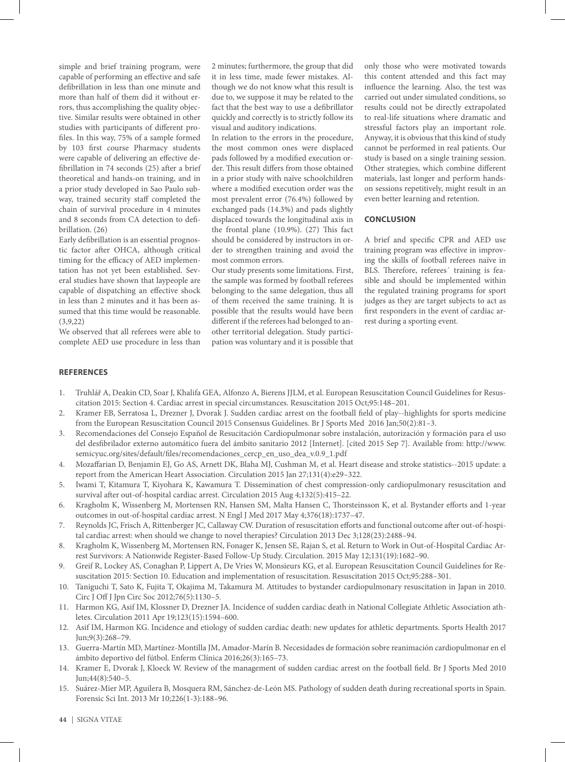simple and brief training program, were capable of performing an effective and safe defibrillation in less than one minute and more than half of them did it without errors, thus accomplishing the quality objective. Similar results were obtained in other studies with participants of different profiles. In this way, 75% of a sample formed by 103 first course Pharmacy students were capable of delivering an effective defibrillation in 74 seconds (25) after a brief theoretical and hands-on training, and in a prior study developed in Sao Paulo subway, trained security staff completed the chain of survival procedure in 4 minutes and 8 seconds from CA detection to defibrillation. (26)

Early defibrillation is an essential prognostic factor after OHCA, although critical timing for the efficacy of AED implementation has not yet been established. Several studies have shown that laypeople are capable of dispatching an effective shock in less than 2 minutes and it has been assumed that this time would be reasonable. (3,9,22)

We observed that all referees were able to complete AED use procedure in less than 2 minutes; furthermore, the group that did it in less time, made fewer mistakes. Although we do not know what this result is due to, we suppose it may be related to the fact that the best way to use a defibrillator quickly and correctly is to strictly follow its visual and auditory indications.

In relation to the errors in the procedure, the most common ones were displaced pads followed by a modified execution order. This result differs from those obtained in a prior study with naïve schoolchildren where a modified execution order was the most prevalent error (76.4%) followed by exchanged pads (14.3%) and pads slightly displaced towards the longitudinal axis in the frontal plane (10.9%). (27) This fact should be considered by instructors in order to strengthen training and avoid the most common errors.

Our study presents some limitations. First, the sample was formed by football referees belonging to the same delegation, thus all of them received the same training. It is possible that the results would have been different if the referees had belonged to another territorial delegation. Study participation was voluntary and it is possible that only those who were motivated towards this content attended and this fact may influence the learning. Also, the test was carried out under simulated conditions, so results could not be directly extrapolated to real-life situations where dramatic and stressful factors play an important role. Anyway, it is obvious that this kind of study cannot be performed in real patients. Our study is based on a single training session. Other strategies, which combine different materials, last longer and perform hands-on sessions repetitively, might result in an even better learning and retention.

## CONCLUSION

A brief and specific CPR and AED use training program was effective in improving the skills of football referees naïve in BLS. Therefore, referees´ training is feasible and should be implemented within the regulated training programs for sport judges as they are target subjects to act as first responders in the event of cardiac arrest during a sporting event.

## REFERENCES

1. Truhlář A, Deakin CD, Soar J, Khalifa GEA, Alfonzo A, Bierens JJLM, et al. European Resuscitation Council Guidelines for Resuscitation 2015: Section 4. Cardiac arrest in special circumstances. Resuscitation 2015 Oct;95:148–201.
2. Kramer EB, Serratosa L, Drezner J, Dvorak J. Sudden cardiac arrest on the football field of play--highlights for sports medicine from the European Resuscitation Council 2015 Consensus Guidelines. Br J Sports Med 2016 Jan;50(2):81–3.
3. Recomendaciones del Consejo Español de Resucitación Cardiopulmonar sobre instalación, autorización y formación para el uso del desfibrilador externo automático fuera del ámbito sanitario 2012 [Internet]. [cited 2015 Sep 7]. Available from: http://www.semicyuc.org/sites/default/files/recomendaciones_cercp_en_uso_dea_v.0.9_1.pdf
4. Mozaffarian D, Benjamin EJ, Go AS, Arnett DK, Blaha MJ, Cushman M, et al. Heart disease and stroke statistics--2015 update: a report from the American Heart Association. Circulation 2015 Jan 27;131(4):e29–322.
5. Iwami T, Kitamura T, Kiyohara K, Kawamura T. Dissemination of chest compression-only cardiopulmonary resuscitation and survival after out-of-hospital cardiac arrest. Circulation 2015 Aug 4;132(5):415–22.
6. Kragholm K, Wissenberg M, Mortensen RN, Hansen SM, Malta Hansen C, Thorsteinsson K, et al. Bystander efforts and 1-year outcomes in out-of-hospital cardiac arrest. N Engl J Med 2017 May 4;376(18):1737–47.
7. Reynolds JC, Frisch A, Rittenberger JC, Callaway CW. Duration of resuscitation efforts and functional outcome after out-of-hospital cardiac arrest: when should we change to novel therapies? Circulation 2013 Dec 3;128(23):2488–94.
8. Kragholm K, Wissenberg M, Mortensen RN, Fonager K, Jensen SE, Rajan S, et al. Return to Work in Out-of-Hospital Cardiac Arrest Survivors: A Nationwide Register-Based Follow-Up Study. Circulation. 2015 May 12;131(19):1682–90.
9. Greif R, Lockey AS, Conaghan P, Lippert A, De Vries W, Monsieurs KG, et al. European Resuscitation Council Guidelines for Resuscitation 2015: Section 10. Education and implementation of resuscitation. Resuscitation 2015 Oct;95:288–301.
10. Taniguchi T, Sato K, Fujita T, Okajima M, Takamura M. Attitudes to bystander cardiopulmonary resuscitation in Japan in 2010. Circ J Off J Jpn Circ Soc 2012;76(5):1130–5.
11. Harmon KG, Asif IM, Klossner D, Drezner JA. Incidence of sudden cardiac death in National Collegiate Athletic Association athletes. Circulation 2011 Apr 19;123(15):1594–600.
12. Asif IM, Harmon KG. Incidence and etiology of sudden cardiac death: new updates for athletic departments. Sports Health 2017 Jun;9(3):268–79.
13. Guerra-Martín MD, Martínez-Montilla JM, Amador-Marín B. Necesidades de formación sobre reanimación cardiopulmonar en el ámbito deportivo del fútbol. Enferm Clínica 2016;26(3):165–73.
14. Kramer E, Dvorak J, Kloeck W. Review of the management of sudden cardiac arrest on the football field. Br J Sports Med 2010 Jun;44(8):540–5.
15. Suárez-Mier MP, Aguilera B, Mosquera RM, Sánchez-de-León MS. Pathology of sudden death during recreational sports in Spain. Forensic Sci Int. 2013 Mr 10;226(1-3):188–96.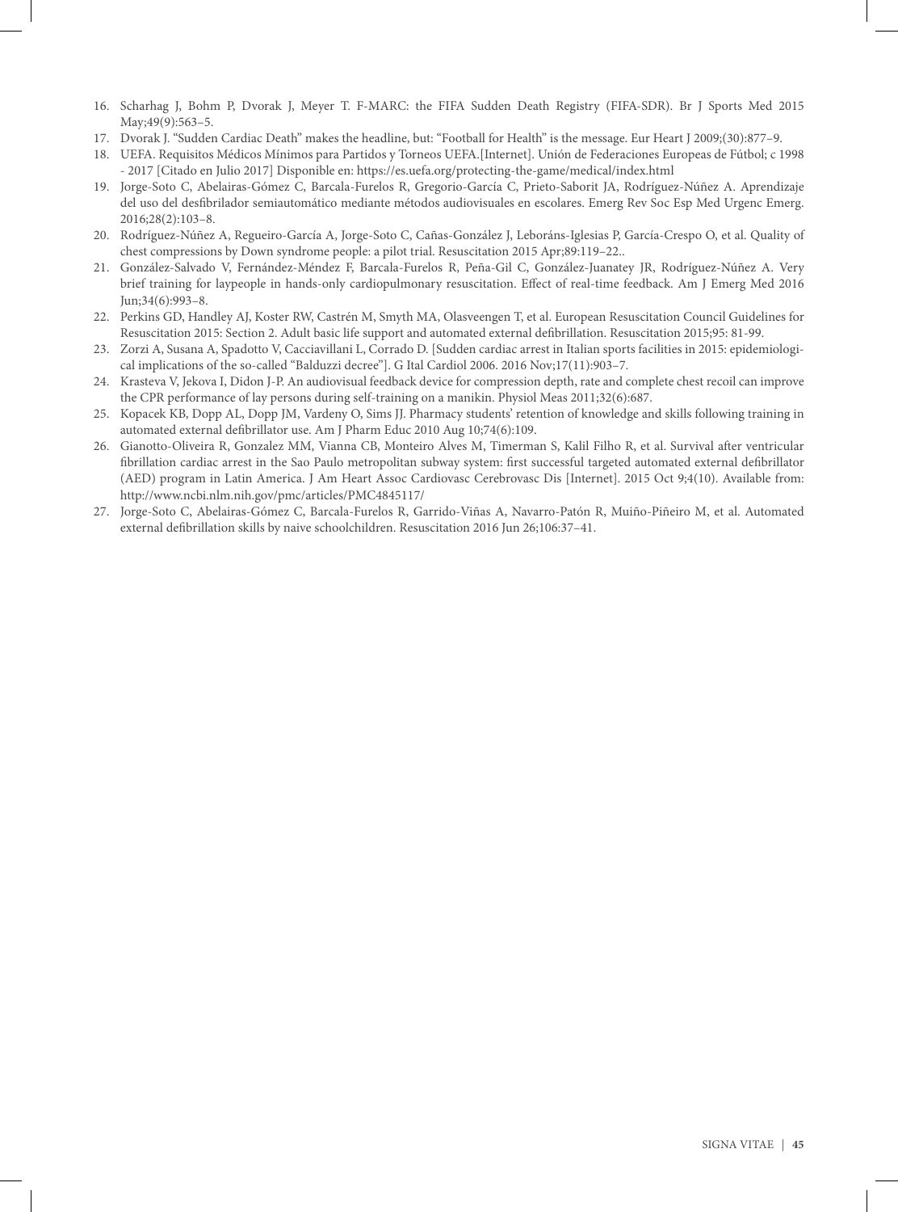16. Scharhag J, Bohm P, Dvorak J, Meyer T. F-MARC: the FIFA Sudden Death Registry (FIFA-SDR). Br J Sports Med 2015 May;49(9):563–5.
17. Dvorak J. "Sudden Cardiac Death" makes the headline, but: "Football for Health" is the message. Eur Heart J 2009;(30):877–9.
18. UEFA. Requisitos Médicos Mínimos para Partidos y Torneos UEFA.[Internet]. Unión de Federaciones Europeas de Fútbol; c 1998 - 2017 [Citado en Julio 2017] Disponible en: https://es.uefa.org/protecting-the-game/medical/index.html
19. Jorge-Soto C, Abelairas-Gómez C, Barcala-Furelos R, Gregorio-García C, Prieto-Saborit JA, Rodríguez-Núñez A. Aprendizaje del uso del desfibrilador semiautomático mediante métodos audiovisuales en escolares. Emerg Rev Soc Esp Med Urgenc Emerg. 2016;28(2):103–8.
20. Rodríguez-Núñez A, Regueiro-García A, Jorge-Soto C, Cañas-González J, Leboráns-Iglesias P, García-Crespo O, et al. Quality of chest compressions by Down syndrome people: a pilot trial. Resuscitation 2015 Apr;89:119–22..
21. González-Salvado V, Fernández-Méndez F, Barcala-Furelos R, Peña-Gil C, González-Juanatey JR, Rodríguez-Núñez A. Very brief training for laypeople in hands-only cardiopulmonary resuscitation. Effect of real-time feedback. Am J Emerg Med 2016 Jun;34(6):993–8.
22. Perkins GD, Handley AJ, Koster RW, Castrén M, Smyth MA, Olasveengen T, et al. European Resuscitation Council Guidelines for Resuscitation 2015: Section 2. Adult basic life support and automated external defibrillation. Resuscitation 2015;95: 81-99.
23. Zorzi A, Susana A, Spadotto V, Cacciavillani L, Corrado D. [Sudden cardiac arrest in Italian sports facilities in 2015: epidemiological implications of the so-called "Balduzzi decree"]. G Ital Cardiol 2006. 2016 Nov;17(11):903–7.
24. Krasteva V, Jekova I, Didon J-P. An audiovisual feedback device for compression depth, rate and complete chest recoil can improve the CPR performance of lay persons during self-training on a manikin. Physiol Meas 2011;32(6):687.
25. Kopacek KB, Dopp AL, Dopp JM, Vardeny O, Sims JJ. Pharmacy students' retention of knowledge and skills following training in automated external defibrillator use. Am J Pharm Educ 2010 Aug 10;74(6):109.
26. Gianotto-Oliveira R, Gonzalez MM, Vianna CB, Monteiro Alves M, Timerman S, Kalil Filho R, et al. Survival after ventricular fibrillation cardiac arrest in the Sao Paulo metropolitan subway system: first successful targeted automated external defibrillator (AED) program in Latin America. J Am Heart Assoc Cardiovasc Cerebrovasc Dis [Internet]. 2015 Oct 9;4(10). Available from: http://www.ncbi.nlm.nih.gov/pmc/articles/PMC4845117/
27. Jorge-Soto C, Abelairas-Gómez C, Barcala-Furelos R, Garrido-Viñas A, Navarro-Patón R, Muiño-Piñeiro M, et al. Automated external defibrillation skills by naive schoolchildren. Resuscitation 2016 Jun 26;106:37–41.